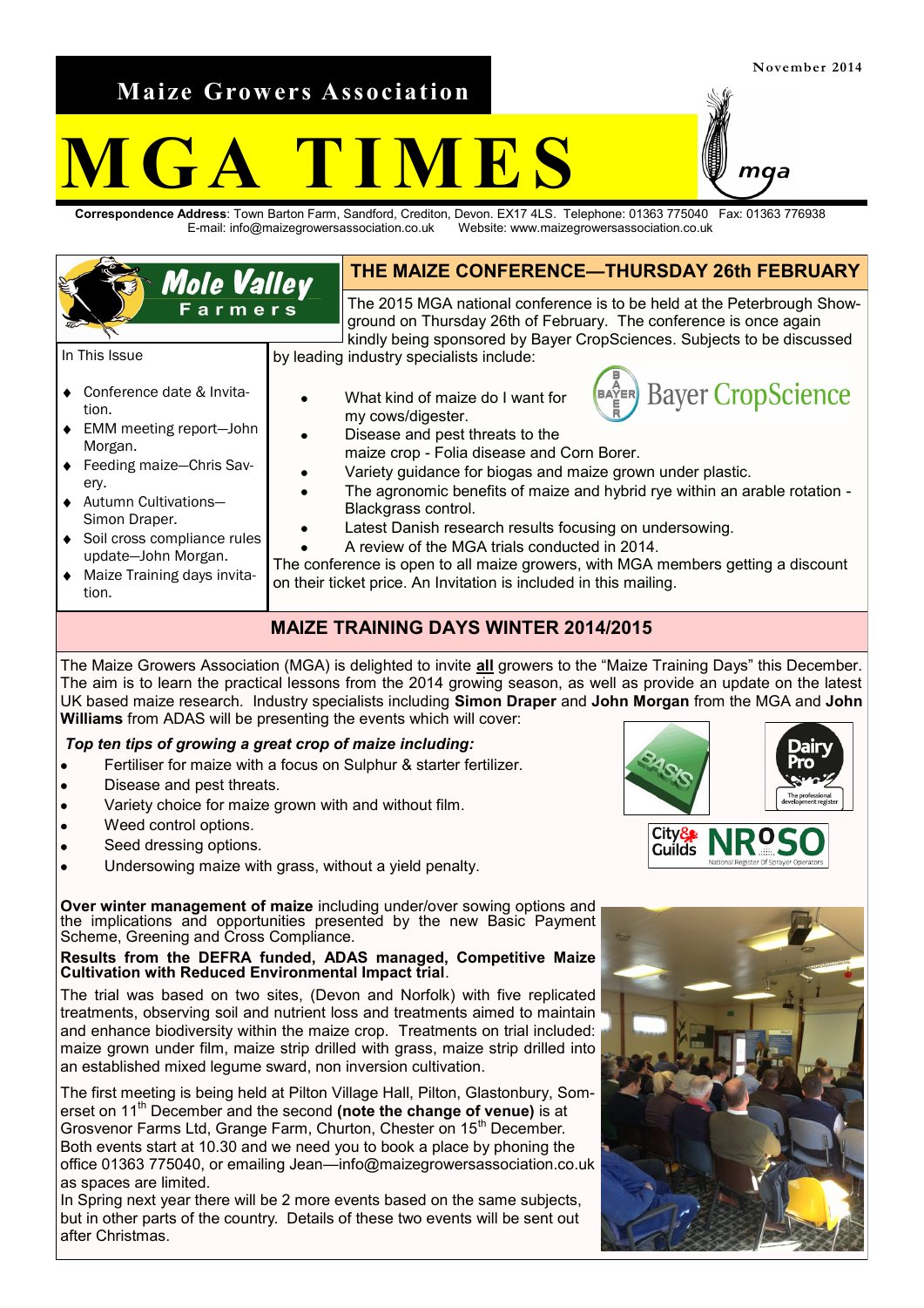November 2014

**Maize Growers Association**

# MGA TIMES

**Correspondence Address**: Town Barton Farm, Sandford, Crediton, Devon. EX17 4LS. Telephone: 01363 775040 Fax: 01363 776938
E-mail: info@maizegrowersassociation.co.uk Website: www.maizegrowersassociation.co.uk

In This Issue

- Conference date & Invitation.
- EMM meeting report—John Morgan.
- Feeding maize—Chris Savery.
- Autumn Cultivations—Simon Draper.
- Soil cross compliance rules update—John Morgan.
- Maize Training days invitation.

## THE MAIZE CONFERENCE—THURSDAY 26th FEBRUARY

The 2015 MGA national conference is to be held at the Peterbrough Showground on Thursday 26th of February. The conference is once again kindly being sponsored by Bayer CropSciences. Subjects to be discussed by leading industry specialists include:

- What kind of maize do I want for my cows/digester.
- Disease and pest threats to the maize crop - Folia disease and Corn Borer.
- Variety guidance for biogas and maize grown under plastic.
- The agronomic benefits of maize and hybrid rye within an arable rotation - Blackgrass control.
- Latest Danish research results focusing on undersowing.
- A review of the MGA trials conducted in 2014.

The conference is open to all maize growers, with MGA members getting a discount on their ticket price. An Invitation is included in this mailing.

## MAIZE TRAINING DAYS WINTER 2014/2015

The Maize Growers Association (MGA) is delighted to invite **all** growers to the "Maize Training Days" this December. The aim is to learn the practical lessons from the 2014 growing season, as well as provide an update on the latest UK based maize research. Industry specialists including **Simon Draper** and **John Morgan** from the MGA and **John Williams** from ADAS will be presenting the events which will cover:

***Top ten tips of growing a great crop of maize including:***

- Fertiliser for maize with a focus on Sulphur & starter fertilizer.
- Disease and pest threats.
- Variety choice for maize grown with and without film.
- Weed control options.
- Seed dressing options.
- Undersowing maize with grass, without a yield penalty.

**Over winter management of maize** including under/over sowing options and the implications and opportunities presented by the new Basic Payment Scheme, Greening and Cross Compliance.

**Results from the DEFRA funded, ADAS managed, Competitive Maize Cultivation with Reduced Environmental Impact trial**.

The trial was based on two sites, (Devon and Norfolk) with five replicated treatments, observing soil and nutrient loss and treatments aimed to maintain and enhance biodiversity within the maize crop. Treatments on trial included: maize grown under film, maize strip drilled with grass, maize strip drilled into an established mixed legume sward, non inversion cultivation.

The first meeting is being held at Pilton Village Hall, Pilton, Glastonbury, Somerset on 11th December and the second **(note the change of venue)** is at Grosvenor Farms Ltd, Grange Farm, Churton, Chester on 15th December. Both events start at 10.30 and we need you to book a place by phoning the office 01363 775040, or emailing Jean—info@maizegrowersassociation.co.uk as spaces are limited.

In Spring next year there will be 2 more events based on the same subjects, but in other parts of the country. Details of these two events will be sent out after Christmas.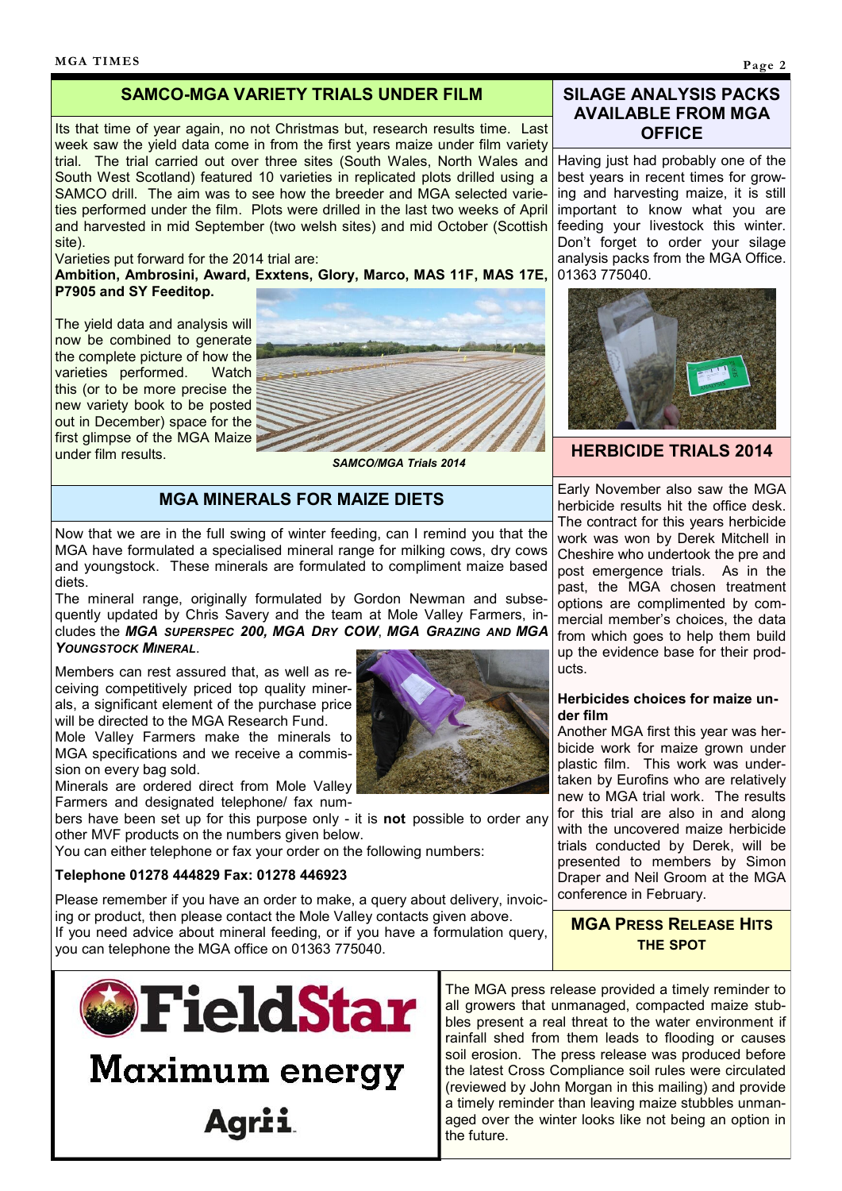## SAMCO-MGA VARIETY TRIALS UNDER FILM

Its that time of year again, no not Christmas but, research results time. Last week saw the yield data come in from the first years maize under film variety trial. The trial carried out over three sites (South Wales, North Wales and South West Scotland) featured 10 varieties in replicated plots drilled using a SAMCO drill. The aim was to see how the breeder and MGA selected varieties performed under the film. Plots were drilled in the last two weeks of April and harvested in mid September (two welsh sites) and mid October (Scottish site).

Varieties put forward for the 2014 trial are:

**Ambition, Ambrosini, Award, Exxtens, Glory, Marco, MAS 11F, MAS 17E, P7905 and SY Feeditop.**

The yield data and analysis will now be combined to generate the complete picture of how the varieties performed. Watch this (or to be more precise the new variety book to be posted out in December) space for the first glimpse of the MGA Maize under film results.

*SAMCO/MGA Trials 2014*

## MGA MINERALS FOR MAIZE DIETS

Now that we are in the full swing of winter feeding, can I remind you that the MGA have formulated a specialised mineral range for milking cows, dry cows and youngstock. These minerals are formulated to compliment maize based diets.

The mineral range, originally formulated by Gordon Newman and subsequently updated by Chris Savery and the team at Mole Valley Farmers, includes the ***MGA Superspec 200, MGA Dry Cow*, *MGA Grazing and MGA Youngstock Mineral***.

Members can rest assured that, as well as receiving competitively priced top quality minerals, a significant element of the purchase price will be directed to the MGA Research Fund.

Mole Valley Farmers make the minerals to MGA specifications and we receive a commission on every bag sold.

Minerals are ordered direct from Mole Valley Farmers and designated telephone/ fax numbers have been set up for this purpose only - it is **not** possible to order any other MVF products on the numbers given below.

You can either telephone or fax your order on the following numbers:

**Telephone 01278 444829 Fax: 01278 446923**

Please remember if you have an order to make, a query about delivery, invoicing or product, then please contact the Mole Valley contacts given above.

If you need advice about mineral feeding, or if you have a formulation query, you can telephone the MGA office on 01363 775040.

## SILAGE ANALYSIS PACKS AVAILABLE FROM MGA OFFICE

Having just had probably one of the best years in recent times for growing and harvesting maize, it is still important to know what you are feeding your livestock this winter. Don't forget to order your silage analysis packs from the MGA Office. 01363 775040.

## HERBICIDE TRIALS 2014

Early November also saw the MGA herbicide results hit the office desk. The contract for this years herbicide work was won by Derek Mitchell in Cheshire who undertook the pre and post emergence trials. As in the past, the MGA chosen treatment options are complimented by commercial member's choices, the data from which goes to help them build up the evidence base for their products.

**Herbicides choices for maize under film**

Another MGA first this year was herbicide work for maize grown under plastic film. This work was undertaken by Eurofins who are relatively new to MGA trial work. The results for this trial are also in and along with the uncovered maize herbicide trials conducted by Derek, will be presented to members by Simon Draper and Neil Groom at the MGA conference in February.

## MGA Press Release Hits the Spot

The MGA press release provided a timely reminder to all growers that unmanaged, compacted maize stubbles present a real threat to the water environment if rainfall shed from them leads to flooding or causes soil erosion. The press release was produced before the latest Cross Compliance soil rules were circulated (reviewed by John Morgan in this mailing) and provide a timely reminder than leaving maize stubbles unmanaged over the winter looks like not being an option in the future.

FieldStar

Maximum energy

Agrii